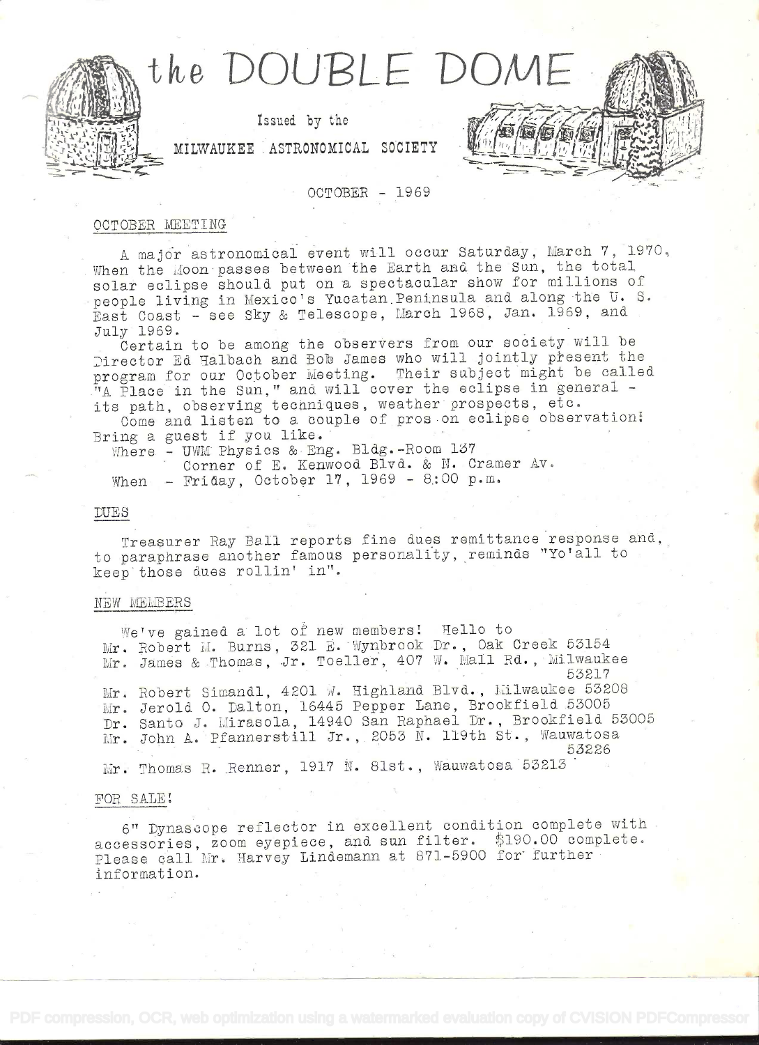# the DOUBLE DOME

Issued by the

MILWAUKEE ASTRONOMICAL SOCIETY

OCTOBER - 1969

## OCTOBER MEETING

A major astronomical event will occur Saturday, March 7, 1970, When the Moon passes between the Earth and the Sun, the total solar eclipse should put on a spectacular show for millions of people living in Mexico's Yucatan Peninsula and along the U. S. East Coast - see Sky & Telescope, March 1968, Jan. 1969, and July 1969.

Certain to be among the observers from our society will be Director Ed Halbach and Bob James who will jointly present the program for our October Meeting. Their subject might be called "A Place in the Sun," and will cover the eclipse in general - its path, observing techniques, weather prospects, etc.

Come and listen to a couple of pros on eclipse observation! Bring a guest if you like.

Where - UWM Physics & Eng. Bldg.-Room 137
Corner of E. Kenwood Blvd. & N. Cramer Av.

When - Friday, October 17, 1969 - 8:00 p.m.

## DUES

Treasurer Ray Ball reports fine dues remittance response and, to paraphrase another famous personality, reminds "Yo'all to keep those dues rollin' in".

## NEW MEMBERS

We've gained a lot of new members! Hello to

Mr. Robert M. Burns, 321 E. Wynbrook Dr., Oak Creek 53154
Mr. James & Thomas, Jr. Toeller, 407 W. Mall Rd., Milwaukee 53217
Mr. Robert Simandl, 4201 W. Highland Blvd., Milwaukee 53208
Mr. Jerold O. Dalton, 16445 Pepper Lane, Brookfield 53005
Dr. Santo J. Mirasola, 14940 San Raphael Dr., Brookfield 53005
Mr. John A. Pfannerstill Jr., 2053 N. 119th St., Wauwatosa 53226
Mr. Thomas R. Renner, 1917 N. 81st., Wauwatosa 53213

## FOR SALE!

6" Dynascope reflector in excellent condition complete with accessories, zoom eyepiece, and sun filter. $190.00 complete. Please call Mr. Harvey Lindemann at 871-5900 for further information.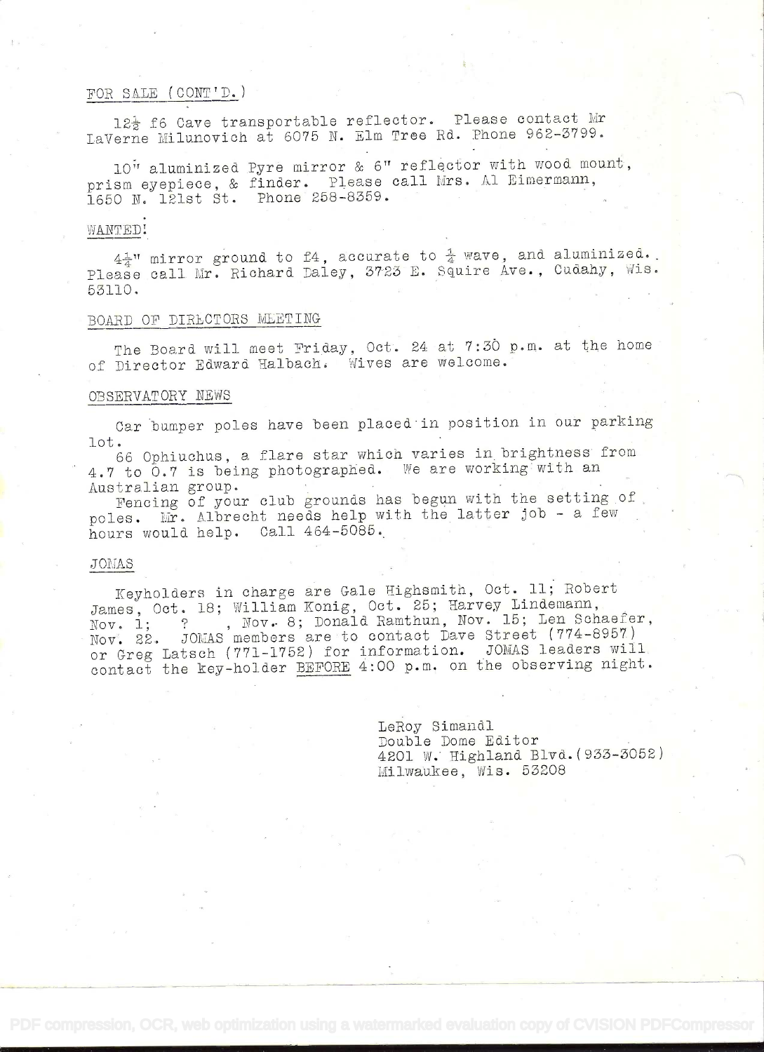FOR SALE (CONT'D.)

12½ f6 Cave transportable reflector. Please contact Mr LaVerne Milunovich at 6075 N. Elm Tree Rd. Phone 962-3799.

10" aluminized Pyre mirror & 6" reflector with wood mount, prism eyepiece, & finder. Please call Mrs. Al Eimermann, 1650 N. 121st St. Phone 258-8359.

WANTED:

4½" mirror ground to f4, accurate to ¼ wave, and aluminized. Please call Mr. Richard Daley, 3723 E. Squire Ave., Cudahy, Wis. 53110.

BOARD OF DIRECTORS MEETING

The Board will meet Friday, Oct. 24 at 7:30 p.m. at the home of Director Edward Halbach. Wives are welcome.

OBSERVATORY NEWS

Car bumper poles have been placed in position in our parking lot.

66 Ophiuchus, a flare star which varies in brightness from 4.7 to 0.7 is being photographed. We are working with an Australian group.

Fencing of your club grounds has begun with the setting of poles. Mr. Albrecht needs help with the latter job - a few hours would help. Call 464-5085.

JOMAS

Keyholders in charge are Gale Highsmith, Oct. 11; Robert James, Oct. 18; William Konig, Oct. 25; Harvey Lindemann, Nov. 1; ? , Nov. 8; Donald Ramthun, Nov. 15; Len Schaefer, Nov. 22. JOMAS members are to contact Dave Street (774-8957) or Greg Latsch (771-1752) for information. JOMAS leaders will contact the key-holder BEFORE 4:00 p.m. on the observing night.

LeRoy Simandl
Double Dome Editor
4201 W. Highland Blvd. (933-3052)
Milwaukee, Wis. 53208